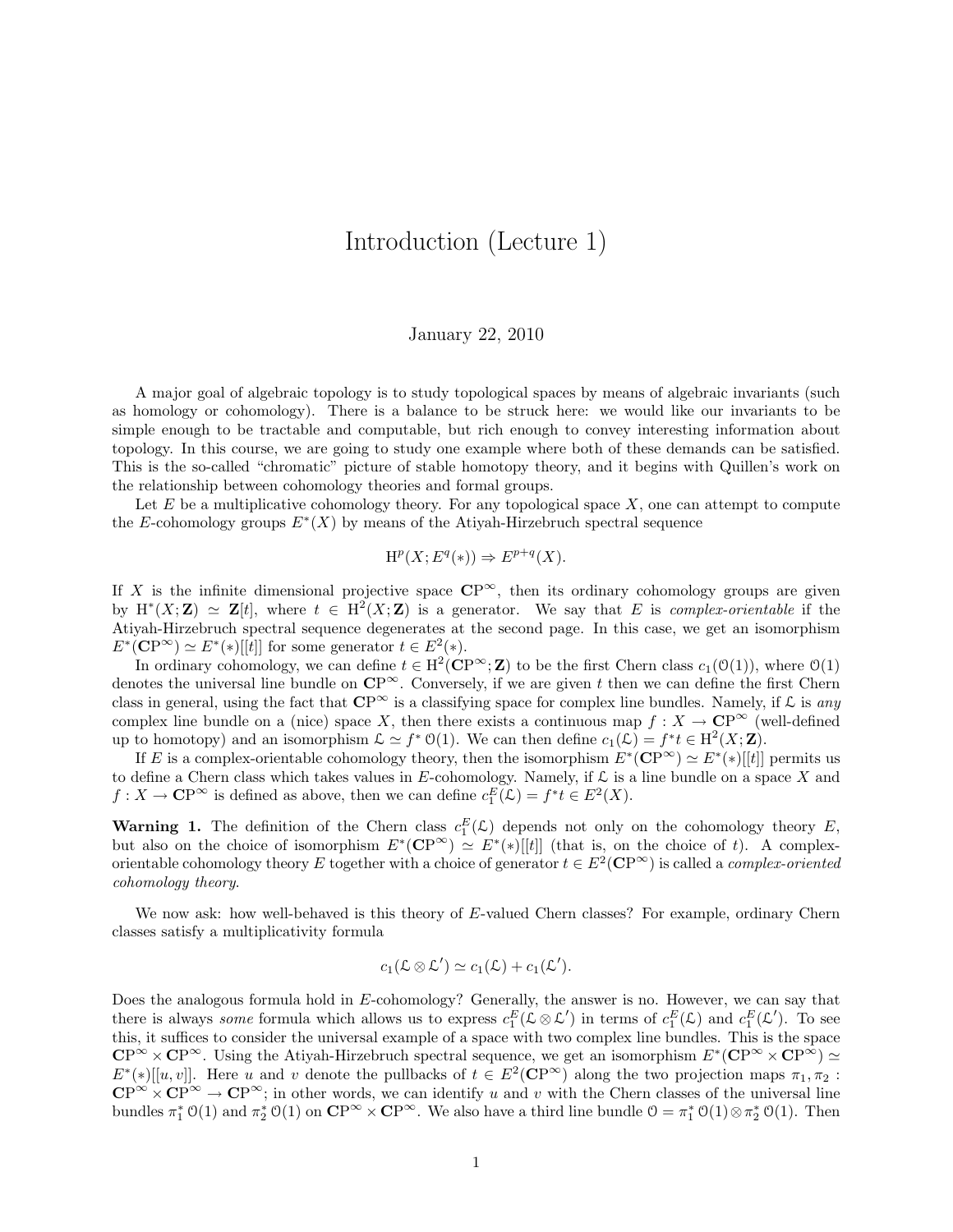# Introduction (Lecture 1)

January 22, 2010

A major goal of algebraic topology is to study topological spaces by means of algebraic invariants (such as homology or cohomology). There is a balance to be struck here: we would like our invariants to be simple enough to be tractable and computable, but rich enough to convey interesting information about topology. In this course, we are going to study one example where both of these demands can be satisfied. This is the so-called "chromatic" picture of stable homotopy theory, and it begins with Quillen's work on the relationship between cohomology theories and formal groups.

Let $E$ be a multiplicative cohomology theory. For any topological space $X$, one can attempt to compute the $E$-cohomology groups $E^*(X)$ by means of the Atiyah-Hirzebruch spectral sequence

$$\mathrm{H}^p(X; E^q(*)) \Rightarrow E^{p+q}(X).$$

If $X$ is the infinite dimensional projective space $\mathbf{CP}^\infty$, then its ordinary cohomology groups are given by $\mathrm{H}^*(X;\mathbf{Z}) \simeq \mathbf{Z}[t]$, where $t \in \mathrm{H}^2(X;\mathbf{Z})$ is a generator. We say that $E$ is *complex-orientable* if the Atiyah-Hirzebruch spectral sequence degenerates at the second page. In this case, we get an isomorphism $E^*(\mathbf{CP}^\infty) \simeq E^*(*)[[t]]$ for some generator $t \in E^2(*)$.

In ordinary cohomology, we can define $t \in \mathrm{H}^2(\mathbf{CP}^\infty;\mathbf{Z})$ to be the first Chern class $c_1(\mathcal{O}(1))$, where $\mathcal{O}(1)$ denotes the universal line bundle on $\mathbf{CP}^\infty$. Conversely, if we are given $t$ then we can define the first Chern class in general, using the fact that $\mathbf{CP}^\infty$ is a classifying space for complex line bundles. Namely, if $\mathcal{L}$ is *any* complex line bundle on a (nice) space $X$, then there exists a continuous map $f : X \to \mathbf{CP}^\infty$ (well-defined up to homotopy) and an isomorphism $\mathcal{L} \simeq f^* \mathcal{O}(1)$. We can then define $c_1(\mathcal{L}) = f^* t \in \mathrm{H}^2(X;\mathbf{Z})$.

If $E$ is a complex-orientable cohomology theory, then the isomorphism $E^*(\mathbf{CP}^\infty) \simeq E^*(*)[[t]]$ permits us to define a Chern class which takes values in $E$-cohomology. Namely, if $\mathcal{L}$ is a line bundle on a space $X$ and $f : X \to \mathbf{CP}^\infty$ is defined as above, then we can define $c_1^E(\mathcal{L}) = f^* t \in E^2(X)$.

**Warning 1.** The definition of the Chern class $c_1^E(\mathcal{L})$ depends not only on the cohomology theory $E$, but also on the choice of isomorphism $E^*(\mathbf{CP}^\infty) \simeq E^*(*)[[t]]$ (that is, on the choice of $t$). A complex-orientable cohomology theory $E$ together with a choice of generator $t \in E^2(\mathbf{CP}^\infty)$ is called a *complex-oriented cohomology theory*.

We now ask: how well-behaved is this theory of $E$-valued Chern classes? For example, ordinary Chern classes satisfy a multiplicativity formula

$$c_1(\mathcal{L} \otimes \mathcal{L}') \simeq c_1(\mathcal{L}) + c_1(\mathcal{L}').$$

Does the analogous formula hold in $E$-cohomology? Generally, the answer is no. However, we can say that there is always *some* formula which allows us to express $c_1^E(\mathcal{L} \otimes \mathcal{L}')$ in terms of $c_1^E(\mathcal{L})$ and $c_1^E(\mathcal{L}')$. To see this, it suffices to consider the universal example of a space with two complex line bundles. This is the space $\mathbf{CP}^\infty \times \mathbf{CP}^\infty$. Using the Atiyah-Hirzebruch spectral sequence, we get an isomorphism $E^*(\mathbf{CP}^\infty \times \mathbf{CP}^\infty) \simeq E^*(*)[[u, v]]$. Here $u$ and $v$ denote the pullbacks of $t \in E^2(\mathbf{CP}^\infty)$ along the two projection maps $\pi_1, \pi_2 : \mathbf{CP}^\infty \times \mathbf{CP}^\infty \to \mathbf{CP}^\infty$; in other words, we can identify $u$ and $v$ with the Chern classes of the universal line bundles $\pi_1^* \mathcal{O}(1)$ and $\pi_2^* \mathcal{O}(1)$ on $\mathbf{CP}^\infty \times \mathbf{CP}^\infty$. We also have a third line bundle $\mathcal{O} = \pi_1^* \mathcal{O}(1) \otimes \pi_2^* \mathcal{O}(1)$. Then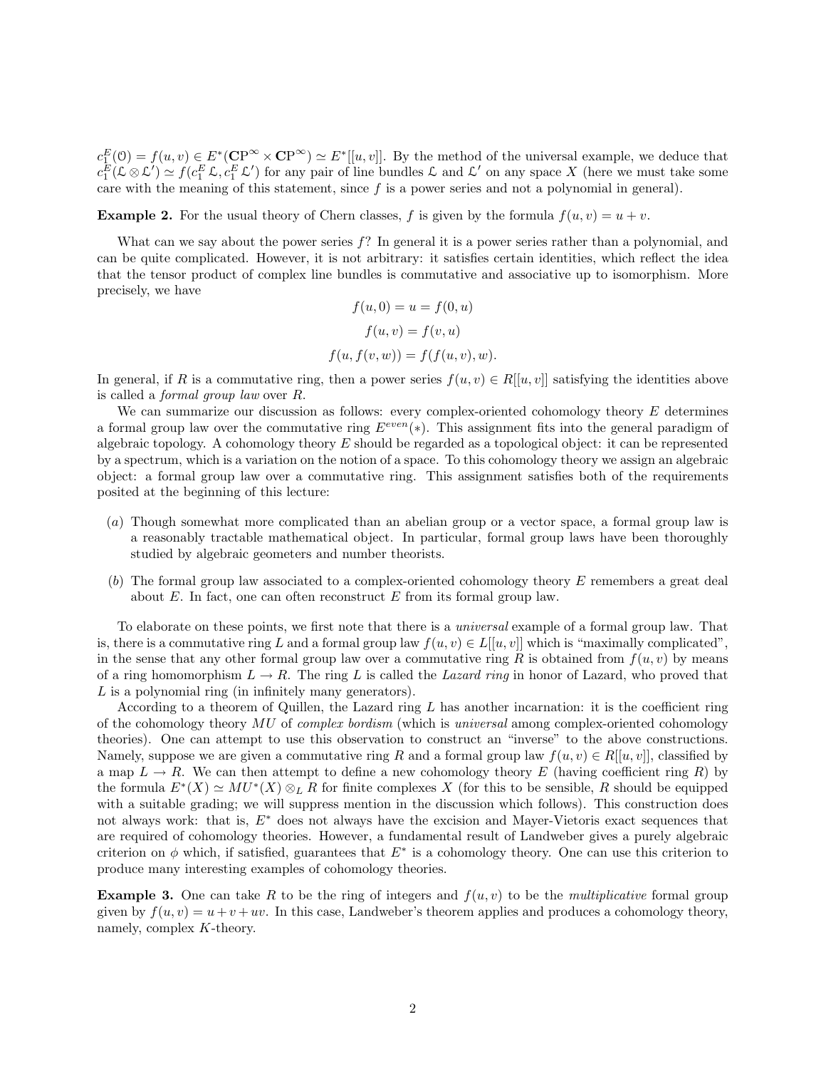$c_1^E(\mathcal{O}) = f(u,v) \in E^*(\mathbf{CP}^\infty \times \mathbf{CP}^\infty) \simeq E^*[[u,v]]$. By the method of the universal example, we deduce that $c_1^E(\mathcal{L} \otimes \mathcal{L}') \simeq f(c_1^E \mathcal{L}, c_1^E \mathcal{L}')$ for any pair of line bundles $\mathcal{L}$ and $\mathcal{L}'$ on any space $X$ (here we must take some care with the meaning of this statement, since $f$ is a power series and not a polynomial in general).

**Example 2.** For the usual theory of Chern classes, $f$ is given by the formula $f(u,v) = u + v$.

What can we say about the power series $f$? In general it is a power series rather than a polynomial, and can be quite complicated. However, it is not arbitrary: it satisfies certain identities, which reflect the idea that the tensor product of complex line bundles is commutative and associative up to isomorphism. More precisely, we have

$$f(u,0) = u = f(0,u)$$

$$f(u,v) = f(v,u)$$

$$f(u, f(v,w)) = f(f(u,v), w).$$

In general, if $R$ is a commutative ring, then a power series $f(u,v) \in R[[u,v]]$ satisfying the identities above is called a *formal group law* over $R$.

We can summarize our discussion as follows: every complex-oriented cohomology theory $E$ determines a formal group law over the commutative ring $E^{even}(*)$. This assignment fits into the general paradigm of algebraic topology. A cohomology theory $E$ should be regarded as a topological object: it can be represented by a spectrum, which is a variation on the notion of a space. To this cohomology theory we assign an algebraic object: a formal group law over a commutative ring. This assignment satisfies both of the requirements posited at the beginning of this lecture:

- $(a)$ Though somewhat more complicated than an abelian group or a vector space, a formal group law is a reasonably tractable mathematical object. In particular, formal group laws have been thoroughly studied by algebraic geometers and number theorists.
- $(b)$ The formal group law associated to a complex-oriented cohomology theory $E$ remembers a great deal about $E$. In fact, one can often reconstruct $E$ from its formal group law.

To elaborate on these points, we first note that there is a *universal* example of a formal group law. That is, there is a commutative ring $L$ and a formal group law $f(u,v) \in L[[u,v]]$ which is "maximally complicated", in the sense that any other formal group law over a commutative ring $R$ is obtained from $f(u,v)$ by means of a ring homomorphism $L \to R$. The ring $L$ is called the *Lazard ring* in honor of Lazard, who proved that $L$ is a polynomial ring (in infinitely many generators).

According to a theorem of Quillen, the Lazard ring $L$ has another incarnation: it is the coefficient ring of the cohomology theory $MU$ of *complex bordism* (which is *universal* among complex-oriented cohomology theories). One can attempt to use this observation to construct an "inverse" to the above constructions. Namely, suppose we are given a commutative ring $R$ and a formal group law $f(u,v) \in R[[u,v]]$, classified by a map $L \to R$. We can then attempt to define a new cohomology theory $E$ (having coefficient ring $R$) by the formula $E^*(X) \simeq MU^*(X) \otimes_L R$ for finite complexes $X$ (for this to be sensible, $R$ should be equipped with a suitable grading; we will suppress mention in the discussion which follows). This construction does not always work: that is, $E^*$ does not always have the excision and Mayer-Vietoris exact sequences that are required of cohomology theories. However, a fundamental result of Landweber gives a purely algebraic criterion on $\phi$ which, if satisfied, guarantees that $E^*$ is a cohomology theory. One can use this criterion to produce many interesting examples of cohomology theories.

**Example 3.** One can take $R$ to be the ring of integers and $f(u,v)$ to be the *multiplicative* formal group given by $f(u,v) = u + v + uv$. In this case, Landweber's theorem applies and produces a cohomology theory, namely, complex $K$-theory.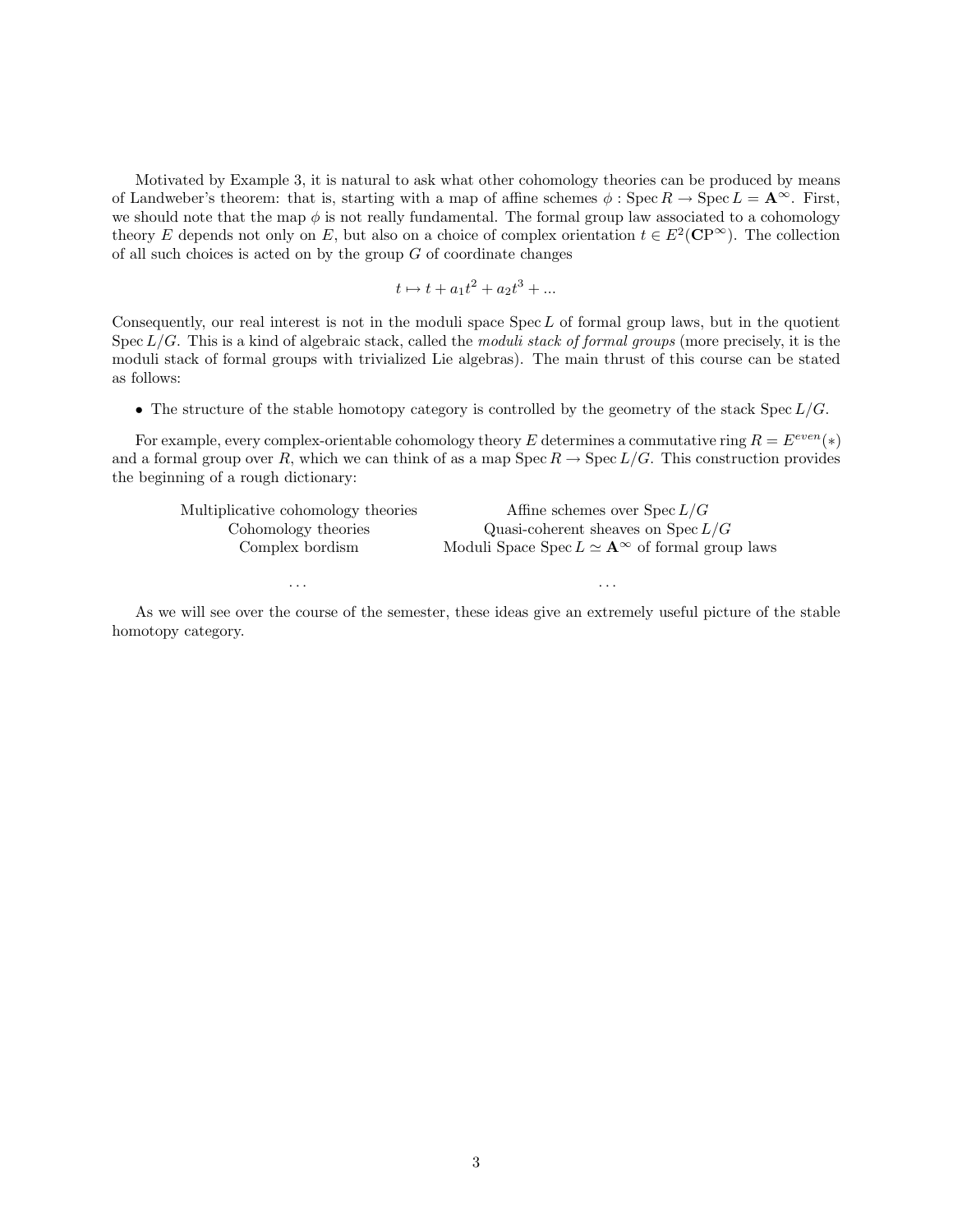Motivated by Example 3, it is natural to ask what other cohomology theories can be produced by means of Landweber's theorem: that is, starting with a map of affine schemes $\phi : \operatorname{Spec} R \to \operatorname{Spec} L = \mathbf{A}^\infty$. First, we should note that the map $\phi$ is not really fundamental. The formal group law associated to a cohomology theory $E$ depends not only on $E$, but also on a choice of complex orientation $t \in E^2(\mathbf{CP}^\infty)$. The collection of all such choices is acted on by the group $G$ of coordinate changes

$$t \mapsto t + a_1 t^2 + a_2 t^3 + \ldots$$

Consequently, our real interest is not in the moduli space $\operatorname{Spec} L$ of formal group laws, but in the quotient $\operatorname{Spec} L/G$. This is a kind of algebraic stack, called the *moduli stack of formal groups* (more precisely, it is the moduli stack of formal groups with trivialized Lie algebras). The main thrust of this course can be stated as follows:

- The structure of the stable homotopy category is controlled by the geometry of the stack $\operatorname{Spec} L/G$.

For example, every complex-orientable cohomology theory $E$ determines a commutative ring $R = E^{even}(*)$ and a formal group over $R$, which we can think of as a map $\operatorname{Spec} R \to \operatorname{Spec} L/G$. This construction provides the beginning of a rough dictionary:

| | |
|---|---|
| Multiplicative cohomology theories | Affine schemes over $\operatorname{Spec} L/G$ |
| Cohomology theories | Quasi-coherent sheaves on $\operatorname{Spec} L/G$ |
| Complex bordism | Moduli Space $\operatorname{Spec} L \simeq \mathbf{A}^\infty$ of formal group laws |
| ... | ... |

As we will see over the course of the semester, these ideas give an extremely useful picture of the stable homotopy category.